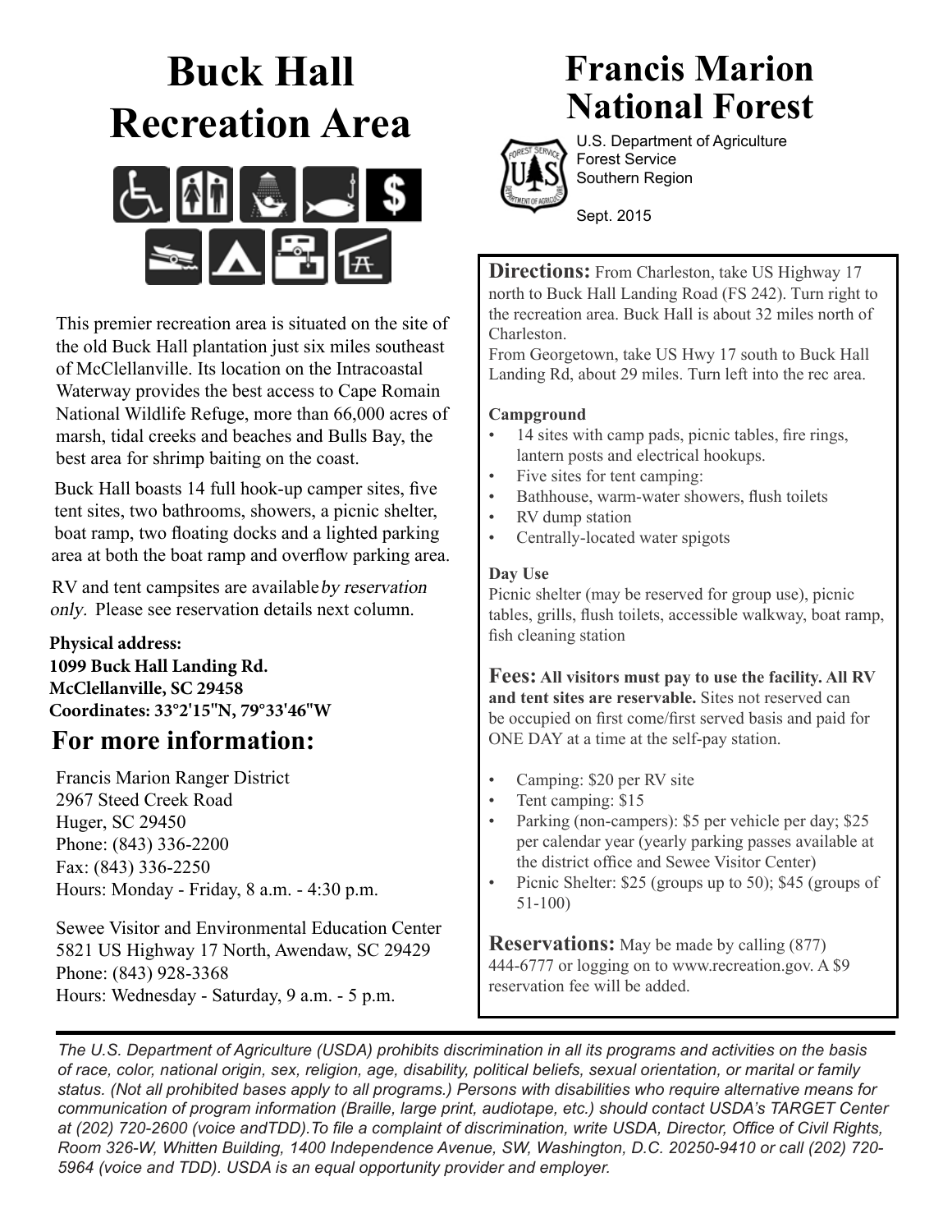# Buck Hall Recreation Area

# Francis Marion National Forest

U.S. Department of Agriculture
Forest Service
Southern Region

Sept. 2015

This premier recreation area is situated on the site of the old Buck Hall plantation just six miles southeast of McClellanville. Its location on the Intracoastal Waterway provides the best access to Cape Romain National Wildlife Refuge, more than 66,000 acres of marsh, tidal creeks and beaches and Bulls Bay, the best area for shrimp baiting on the coast.

Buck Hall boasts 14 full hook-up camper sites, five tent sites, two bathrooms, showers, a picnic shelter, boat ramp, two floating docks and a lighted parking area at both the boat ramp and overflow parking area.

RV and tent campsites are available *by reservation only*. Please see reservation details next column.

**Physical address:**
**1099 Buck Hall Landing Rd.**
**McClellanville, SC 29458**
**Coordinates: 33°2'15"N, 79°33'46"W**

## For more information:

Francis Marion Ranger District
2967 Steed Creek Road
Huger, SC 29450
Phone: (843) 336-2200
Fax: (843) 336-2250
Hours: Monday - Friday, 8 a.m. - 4:30 p.m.

Sewee Visitor and Environmental Education Center
5821 US Highway 17 North, Awendaw, SC 29429
Phone: (843) 928-3368
Hours: Wednesday - Saturday, 9 a.m. - 5 p.m.

**Directions:** From Charleston, take US Highway 17 north to Buck Hall Landing Road (FS 242). Turn right to the recreation area. Buck Hall is about 32 miles north of Charleston.
From Georgetown, take US Hwy 17 south to Buck Hall Landing Rd, about 29 miles. Turn left into the rec area.

**Campground**

- 14 sites with camp pads, picnic tables, fire rings, lantern posts and electrical hookups.
- Five sites for tent camping:
- Bathhouse, warm-water showers, flush toilets
- RV dump station
- Centrally-located water spigots

**Day Use**
Picnic shelter (may be reserved for group use), picnic tables, grills, flush toilets, accessible walkway, boat ramp, fish cleaning station

**Fees: All visitors must pay to use the facility. All RV and tent sites are reservable.** Sites not reserved can be occupied on first come/first served basis and paid for ONE DAY at a time at the self-pay station.

- Camping: $20 per RV site
- Tent camping: $15
- Parking (non-campers): $5 per vehicle per day; $25 per calendar year (yearly parking passes available at the district office and Sewee Visitor Center)
- Picnic Shelter: $25 (groups up to 50); $45 (groups of 51-100)

**Reservations:** May be made by calling (877) 444-6777 or logging on to www.recreation.gov. A $9 reservation fee will be added.

*The U.S. Department of Agriculture (USDA) prohibits discrimination in all its programs and activities on the basis of race, color, national origin, sex, religion, age, disability, political beliefs, sexual orientation, or marital or family status. (Not all prohibited bases apply to all programs.) Persons with disabilities who require alternative means for communication of program information (Braille, large print, audiotape, etc.) should contact USDA's TARGET Center at (202) 720-2600 (voice andTDD).To file a complaint of discrimination, write USDA, Director, Office of Civil Rights, Room 326-W, Whitten Building, 1400 Independence Avenue, SW, Washington, D.C. 20250-9410 or call (202) 720-5964 (voice and TDD). USDA is an equal opportunity provider and employer.*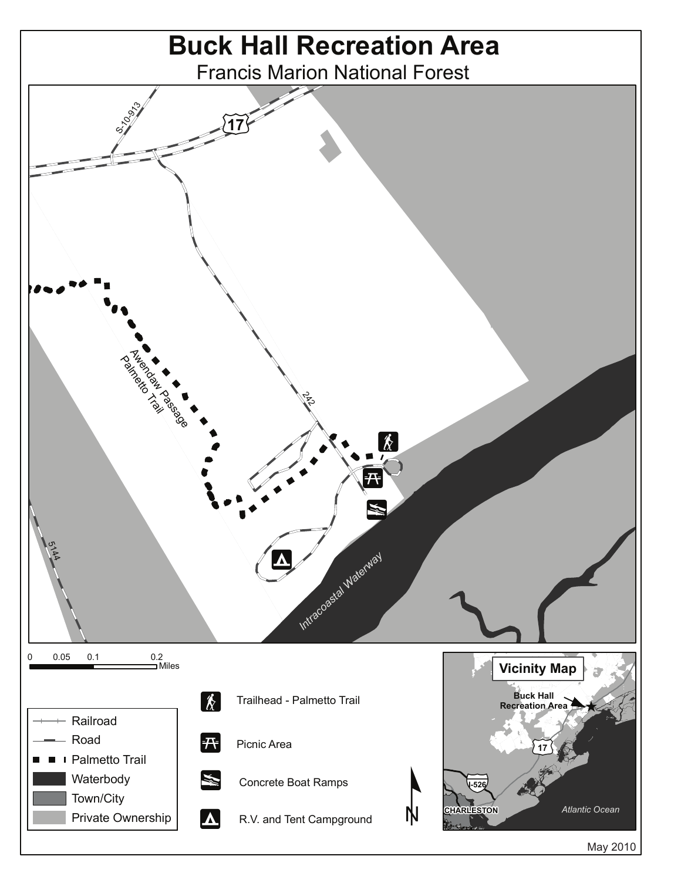# Buck Hall Recreation Area

Francis Marion National Forest

S-10-913

17

Awendaw Passage
Palmetto Trail

242

5144

Intracoastal Waterway

0 0.05 0.1 0.2
Miles

Railroad
Road
Palmetto Trail
Waterbody
Town/City
Private Ownership

Trailhead - Palmetto Trail

Picnic Area

Concrete Boat Ramps

R.V. and Tent Campground

N

Vicinity Map

Buck Hall
Recreation Area

17

I-526

CHARLESTON

Atlantic Ocean

May 2010